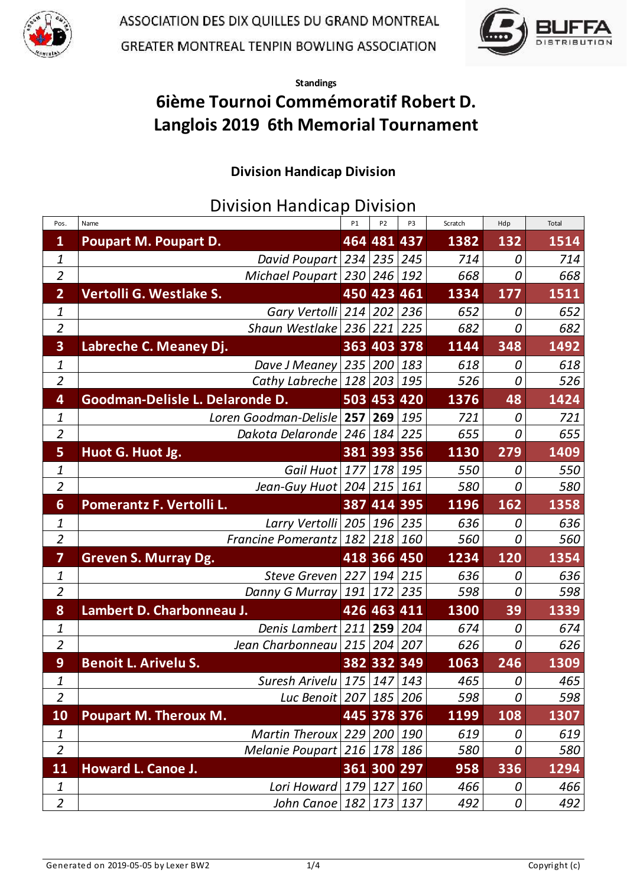ASSOCIATION DES DIX QUILLES DU GRAND MONTREAL

GREATER MONTREAL TENPIN BOWLING ASSOCIATION

**Standings**

# 6ième Tournoi Commémoratif Robert D. Langlois 2019 6th Memorial Tournament

### Division Handicap Division

## Division Handicap Division

| Pos. | Name | P1 | P2 | P3 | Scratch | Hdp | Total |
|---|---|---|---|---|---|---|---|
| **1** | **Poupart M. Poupart D.** | **464** | **481** | **437** | **1382** | **132** | **1514** |
| *1* | *David Poupart* | *234* | *235* | *245* | *714* | *0* | *714* |
| *2* | *Michael Poupart* | *230* | *246* | *192* | *668* | *0* | *668* |
| **2** | **Vertolli G. Westlake S.** | **450** | **423** | **461** | **1334** | **177** | **1511** |
| *1* | *Gary Vertolli* | *214* | *202* | *236* | *652* | *0* | *652* |
| *2* | *Shaun Westlake* | *236* | *221* | *225* | *682* | *0* | *682* |
| **3** | **Labreche C. Meaney Dj.** | **363** | **403** | **378** | **1144** | **348** | **1492** |
| *1* | *Dave J Meaney* | *235* | *200* | *183* | *618* | *0* | *618* |
| *2* | *Cathy Labreche* | *128* | *203* | *195* | *526* | *0* | *526* |
| **4** | **Goodman-Delisle L. Delaronde D.** | **503** | **453** | **420** | **1376** | **48** | **1424** |
| *1* | *Loren Goodman-Delisle* | **257** | **269** | *195* | *721* | *0* | *721* |
| *2* | *Dakota Delaronde* | *246* | *184* | *225* | *655* | *0* | *655* |
| **5** | **Huot G. Huot Jg.** | **381** | **393** | **356** | **1130** | **279** | **1409** |
| *1* | *Gail Huot* | *177* | *178* | *195* | *550* | *0* | *550* |
| *2* | *Jean-Guy Huot* | *204* | *215* | *161* | *580* | *0* | *580* |
| **6** | **Pomerantz F. Vertolli L.** | **387** | **414** | **395** | **1196** | **162** | **1358** |
| *1* | *Larry Vertolli* | *205* | *196* | *235* | *636* | *0* | *636* |
| *2* | *Francine Pomerantz* | *182* | *218* | *160* | *560* | *0* | *560* |
| **7** | **Greven S. Murray Dg.** | **418** | **366** | **450** | **1234** | **120** | **1354** |
| *1* | *Steve Greven* | *227* | *194* | *215* | *636* | *0* | *636* |
| *2* | *Danny G Murray* | *191* | *172* | *235* | *598* | *0* | *598* |
| **8** | **Lambert D. Charbonneau J.** | **426** | **463** | **411** | **1300** | **39** | **1339** |
| *1* | *Denis Lambert* | *211* | **259** | *204* | *674* | *0* | *674* |
| *2* | *Jean Charbonneau* | *215* | *204* | *207* | *626* | *0* | *626* |
| **9** | **Benoit L. Arivelu S.** | **382** | **332** | **349** | **1063** | **246** | **1309** |
| *1* | *Suresh Arivelu* | *175* | *147* | *143* | *465* | *0* | *465* |
| *2* | *Luc Benoit* | *207* | *185* | *206* | *598* | *0* | *598* |
| **10** | **Poupart M. Theroux M.** | **445** | **378** | **376** | **1199** | **108** | **1307** |
| *1* | *Martin Theroux* | *229* | *200* | *190* | *619* | *0* | *619* |
| *2* | *Melanie Poupart* | *216* | *178* | *186* | *580* | *0* | *580* |
| **11** | **Howard L. Canoe J.** | **361** | **300** | **297** | **958** | **336** | **1294** |
| *1* | *Lori Howard* | *179* | *127* | *160* | *466* | *0* | *466* |
| *2* | *John Canoe* | *182* | *173* | *137* | *492* | *0* | *492* |

Generated on 2019-05-05 by Lexer BW2 Copyright (c)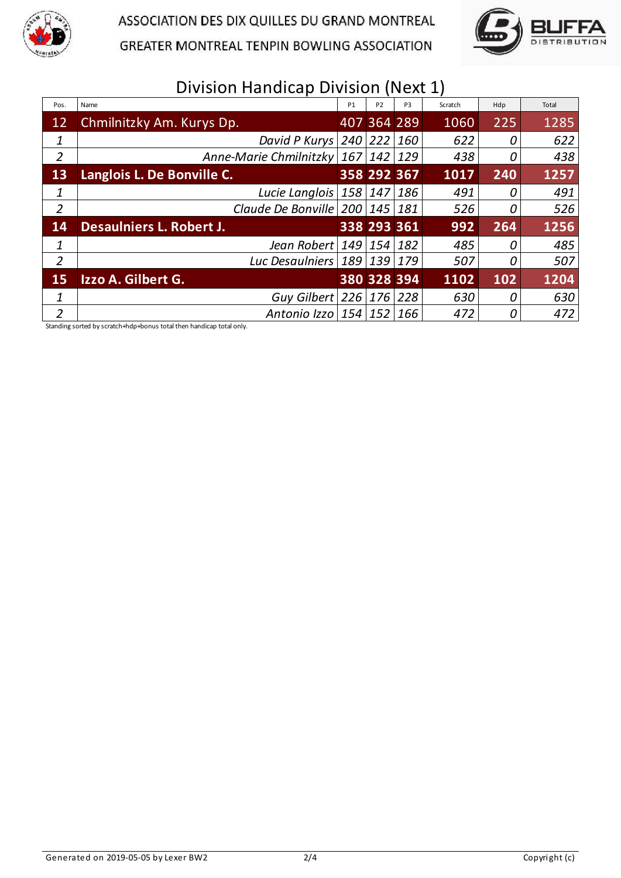ASSOCIATION DES DIX QUILLES DU GRAND MONTREAL

GREATER MONTREAL TENPIN BOWLING ASSOCIATION

## Division Handicap Division (Next 1)

| Pos. | Name | P1 | P2 | P3 | Scratch | Hdp | Total |
|---|---|---|---|---|---|---|---|
| **12** | **Chmilnitzky Am. Kurys Dp.** | **407** | **364** | **289** | **1060** | **225** | **1285** |
| *1* | *David P Kurys* | *240* | *222* | *160* | *622* | *0* | *622* |
| *2* | *Anne-Marie Chmilnitzky* | *167* | *142* | *129* | *438* | *0* | *438* |
| **13** | **Langlois L. De Bonville C.** | **358** | **292** | **367** | **1017** | **240** | **1257** |
| *1* | *Lucie Langlois* | *158* | *147* | *186* | *491* | *0* | *491* |
| *2* | *Claude De Bonville* | *200* | *145* | *181* | *526* | *0* | *526* |
| **14** | **Desaulniers L. Robert J.** | **338** | **293** | **361** | **992** | **264** | **1256** |
| *1* | *Jean Robert* | *149* | *154* | *182* | *485* | *0* | *485* |
| *2* | *Luc Desaulniers* | *189* | *139* | *179* | *507* | *0* | *507* |
| **15** | **Izzo A. Gilbert G.** | **380** | **328** | **394** | **1102** | **102** | **1204** |
| *1* | *Guy Gilbert* | *226* | *176* | *228* | *630* | *0* | *630* |
| *2* | *Antonio Izzo* | *154* | *152* | *166* | *472* | *0* | *472* |

Standing sorted by scratch+hdp+bonus total then handicap total only.

Generated on 2019-05-05 by Lexer BW2

Copyright (c)